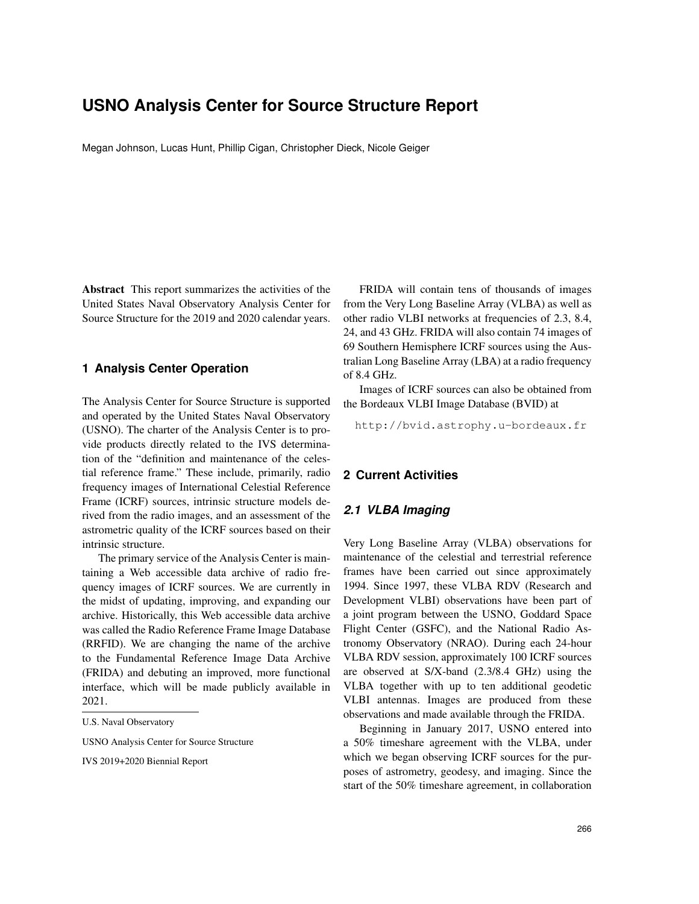# USNO Analysis Center for Source Structure Report

Megan Johnson, Lucas Hunt, Phillip Cigan, Christopher Dieck, Nicole Geiger

**Abstract** This report summarizes the activities of the United States Naval Observatory Analysis Center for Source Structure for the 2019 and 2020 calendar years.

## 1 Analysis Center Operation

The Analysis Center for Source Structure is supported and operated by the United States Naval Observatory (USNO). The charter of the Analysis Center is to provide products directly related to the IVS determination of the "definition and maintenance of the celestial reference frame." These include, primarily, radio frequency images of International Celestial Reference Frame (ICRF) sources, intrinsic structure models derived from the radio images, and an assessment of the astrometric quality of the ICRF sources based on their intrinsic structure.

The primary service of the Analysis Center is maintaining a Web accessible data archive of radio frequency images of ICRF sources. We are currently in the midst of updating, improving, and expanding our archive. Historically, this Web accessible data archive was called the Radio Reference Frame Image Database (RRFID). We are changing the name of the archive to the Fundamental Reference Image Data Archive (FRIDA) and debuting an improved, more functional interface, which will be made publicly available in 2021.

U.S. Naval Observatory

USNO Analysis Center for Source Structure

IVS 2019+2020 Biennial Report

FRIDA will contain tens of thousands of images from the Very Long Baseline Array (VLBA) as well as other radio VLBI networks at frequencies of 2.3, 8.4, 24, and 43 GHz. FRIDA will also contain 74 images of 69 Southern Hemisphere ICRF sources using the Australian Long Baseline Array (LBA) at a radio frequency of 8.4 GHz.

Images of ICRF sources can also be obtained from the Bordeaux VLBI Image Database (BVID) at

```
http://bvid.astrophy.u-bordeaux.fr
```

## 2 Current Activities

### 2.1 VLBA Imaging

Very Long Baseline Array (VLBA) observations for maintenance of the celestial and terrestrial reference frames have been carried out since approximately 1994. Since 1997, these VLBA RDV (Research and Development VLBI) observations have been part of a joint program between the USNO, Goddard Space Flight Center (GSFC), and the National Radio Astronomy Observatory (NRAO). During each 24-hour VLBA RDV session, approximately 100 ICRF sources are observed at S/X-band (2.3/8.4 GHz) using the VLBA together with up to ten additional geodetic VLBI antennas. Images are produced from these observations and made available through the FRIDA.

Beginning in January 2017, USNO entered into a 50% timeshare agreement with the VLBA, under which we began observing ICRF sources for the purposes of astrometry, geodesy, and imaging. Since the start of the 50% timeshare agreement, in collaboration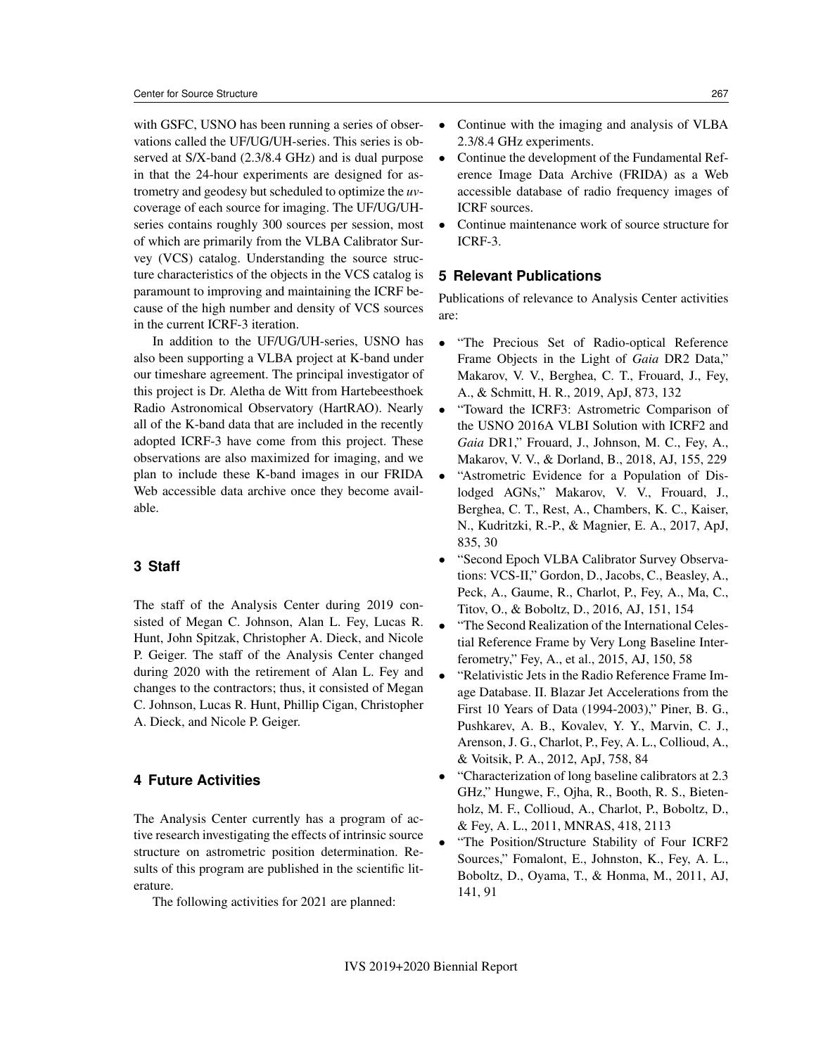with GSFC, USNO has been running a series of observations called the UF/UG/UH-series. This series is observed at S/X-band (2.3/8.4 GHz) and is dual purpose in that the 24-hour experiments are designed for astrometry and geodesy but scheduled to optimize the *uv*-coverage of each source for imaging. The UF/UG/UH-series contains roughly 300 sources per session, most of which are primarily from the VLBA Calibrator Survey (VCS) catalog. Understanding the source structure characteristics of the objects in the VCS catalog is paramount to improving and maintaining the ICRF because of the high number and density of VCS sources in the current ICRF-3 iteration.

In addition to the UF/UG/UH-series, USNO has also been supporting a VLBA project at K-band under our timeshare agreement. The principal investigator of this project is Dr. Aletha de Witt from Hartebeesthoek Radio Astronomical Observatory (HartRAO). Nearly all of the K-band data that are included in the recently adopted ICRF-3 have come from this project. These observations are also maximized for imaging, and we plan to include these K-band images in our FRIDA Web accessible data archive once they become available.

## 3 Staff

The staff of the Analysis Center during 2019 consisted of Megan C. Johnson, Alan L. Fey, Lucas R. Hunt, John Spitzak, Christopher A. Dieck, and Nicole P. Geiger. The staff of the Analysis Center changed during 2020 with the retirement of Alan L. Fey and changes to the contractors; thus, it consisted of Megan C. Johnson, Lucas R. Hunt, Phillip Cigan, Christopher A. Dieck, and Nicole P. Geiger.

## 4 Future Activities

The Analysis Center currently has a program of active research investigating the effects of intrinsic source structure on astrometric position determination. Results of this program are published in the scientific literature.

The following activities for 2021 are planned:

- Continue with the imaging and analysis of VLBA 2.3/8.4 GHz experiments.
- Continue the development of the Fundamental Reference Image Data Archive (FRIDA) as a Web accessible database of radio frequency images of ICRF sources.
- Continue maintenance work of source structure for ICRF-3.

## 5 Relevant Publications

Publications of relevance to Analysis Center activities are:

- "The Precious Set of Radio-optical Reference Frame Objects in the Light of *Gaia* DR2 Data," Makarov, V. V., Berghea, C. T., Frouard, J., Fey, A., & Schmitt, H. R., 2019, ApJ, 873, 132
- "Toward the ICRF3: Astrometric Comparison of the USNO 2016A VLBI Solution with ICRF2 and *Gaia* DR1," Frouard, J., Johnson, M. C., Fey, A., Makarov, V. V., & Dorland, B., 2018, AJ, 155, 229
- "Astrometric Evidence for a Population of Dislodged AGNs," Makarov, V. V., Frouard, J., Berghea, C. T., Rest, A., Chambers, K. C., Kaiser, N., Kudritzki, R.-P., & Magnier, E. A., 2017, ApJ, 835, 30
- "Second Epoch VLBA Calibrator Survey Observations: VCS-II," Gordon, D., Jacobs, C., Beasley, A., Peck, A., Gaume, R., Charlot, P., Fey, A., Ma, C., Titov, O., & Boboltz, D., 2016, AJ, 151, 154
- "The Second Realization of the International Celestial Reference Frame by Very Long Baseline Interferometry," Fey, A., et al., 2015, AJ, 150, 58
- "Relativistic Jets in the Radio Reference Frame Image Database. II. Blazar Jet Accelerations from the First 10 Years of Data (1994-2003)," Piner, B. G., Pushkarev, A. B., Kovalev, Y. Y., Marvin, C. J., Arenson, J. G., Charlot, P., Fey, A. L., Collioud, A., & Voitsik, P. A., 2012, ApJ, 758, 84
- "Characterization of long baseline calibrators at 2.3 GHz," Hungwe, F., Ojha, R., Booth, R. S., Bietenholz, M. F., Collioud, A., Charlot, P., Boboltz, D., & Fey, A. L., 2011, MNRAS, 418, 2113
- "The Position/Structure Stability of Four ICRF2 Sources," Fomalont, E., Johnston, K., Fey, A. L., Boboltz, D., Oyama, T., & Honma, M., 2011, AJ, 141, 91